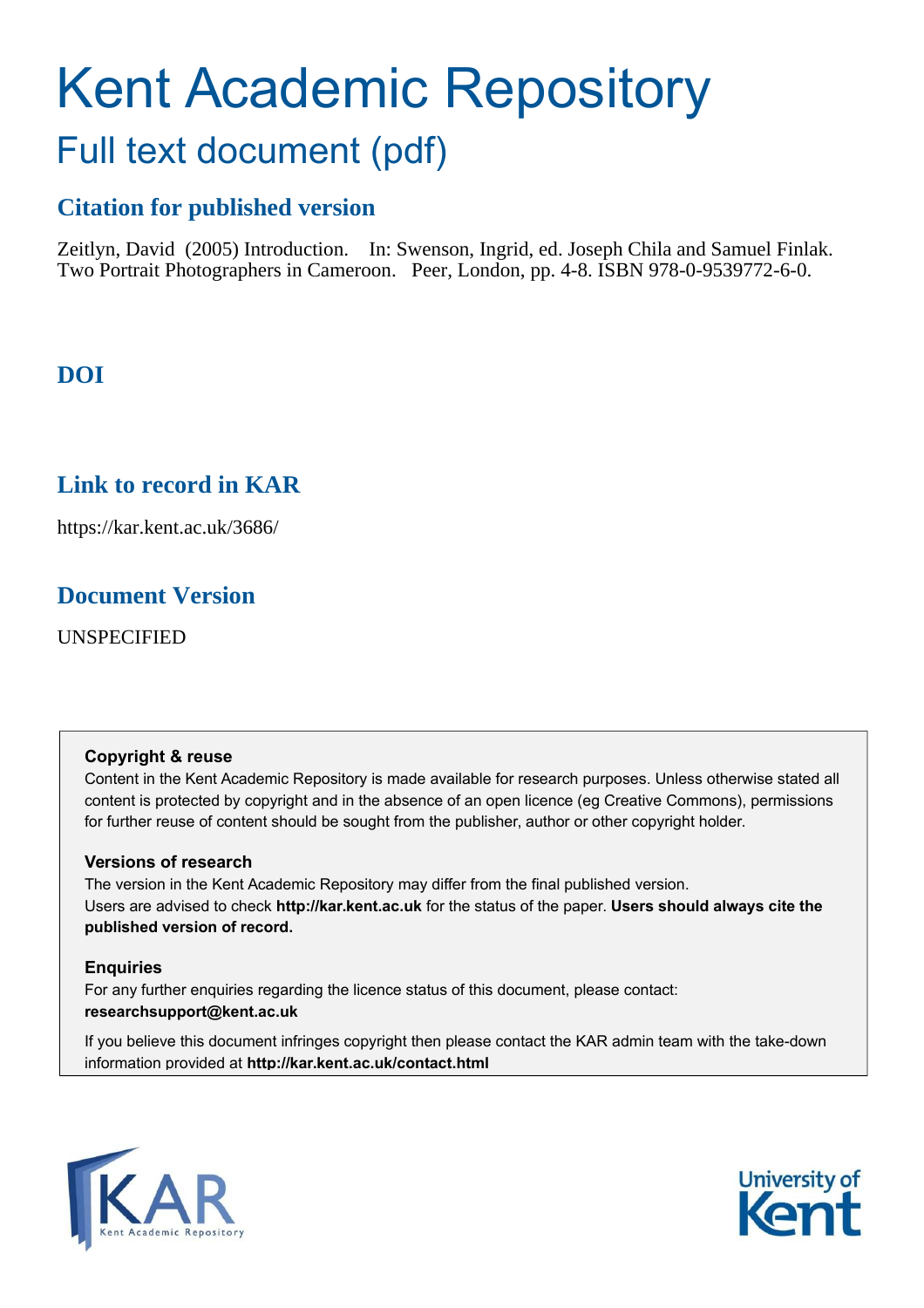# Kent Academic Repository

## Full text document (pdf)

### Citation for published version

Zeitlyn, David (2005) Introduction. In: Swenson, Ingrid, ed. Joseph Chila and Samuel Finlak. Two Portrait Photographers in Cameroon. Peer, London, pp. 4-8. ISBN 978-0-9539772-6-0.

### DOI

### Link to record in KAR

https://kar.kent.ac.uk/3686/

### Document Version

UNSPECIFIED

**Copyright & reuse**

Content in the Kent Academic Repository is made available for research purposes. Unless otherwise stated all content is protected by copyright and in the absence of an open licence (eg Creative Commons), permissions for further reuse of content should be sought from the publisher, author or other copyright holder.

**Versions of research**

The version in the Kent Academic Repository may differ from the final published version. Users are advised to check **http://kar.kent.ac.uk** for the status of the paper. **Users should always cite the published version of record.**

**Enquiries**

For any further enquiries regarding the licence status of this document, please contact: **researchsupport@kent.ac.uk**

If you believe this document infringes copyright then please contact the KAR admin team with the take-down information provided at **http://kar.kent.ac.uk/contact.html**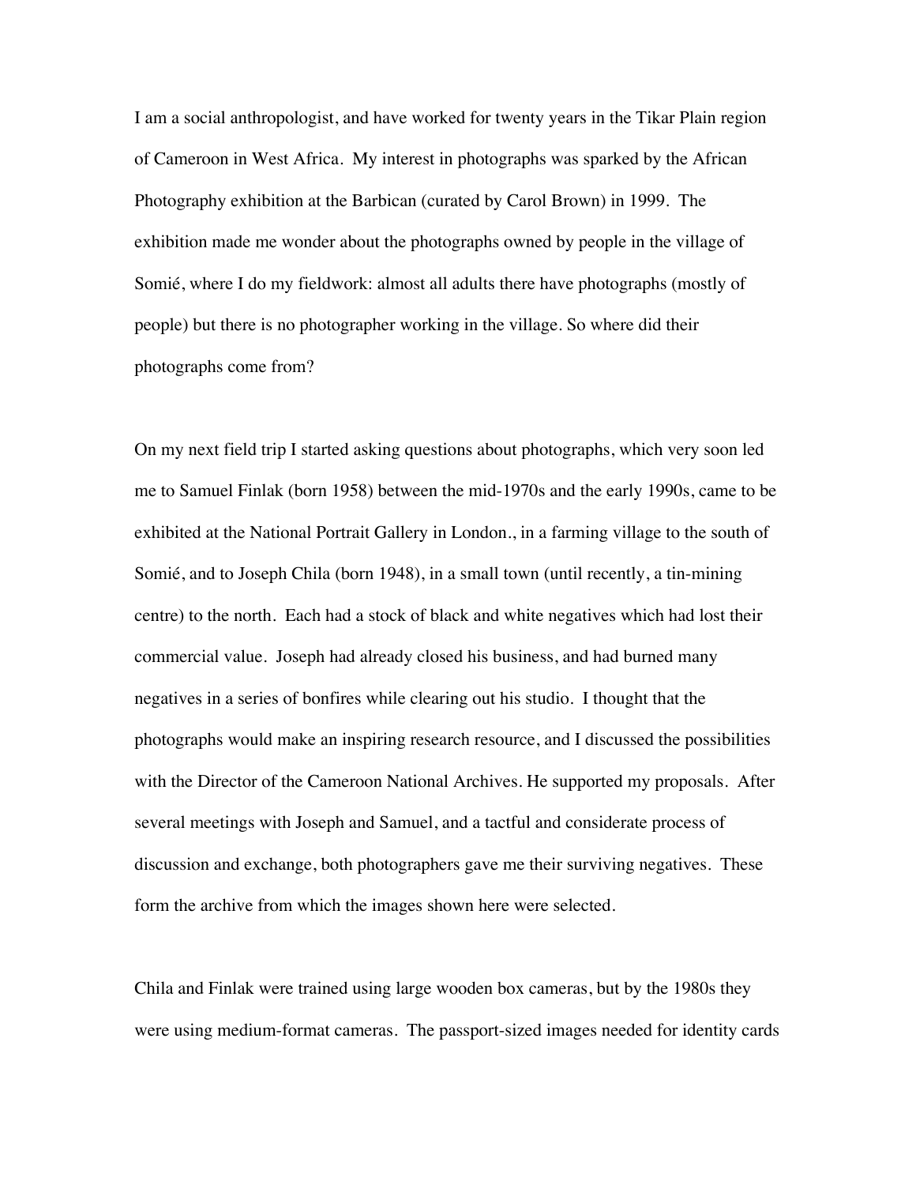I am a social anthropologist, and have worked for twenty years in the Tikar Plain region of Cameroon in West Africa. My interest in photographs was sparked by the African Photography exhibition at the Barbican (curated by Carol Brown) in 1999. The exhibition made me wonder about the photographs owned by people in the village of Somié, where I do my fieldwork: almost all adults there have photographs (mostly of people) but there is no photographer working in the village. So where did their photographs come from?

On my next field trip I started asking questions about photographs, which very soon led me to Samuel Finlak (born 1958) between the mid-1970s and the early 1990s, came to be exhibited at the National Portrait Gallery in London., in a farming village to the south of Somié, and to Joseph Chila (born 1948), in a small town (until recently, a tin-mining centre) to the north. Each had a stock of black and white negatives which had lost their commercial value. Joseph had already closed his business, and had burned many negatives in a series of bonfires while clearing out his studio. I thought that the photographs would make an inspiring research resource, and I discussed the possibilities with the Director of the Cameroon National Archives. He supported my proposals. After several meetings with Joseph and Samuel, and a tactful and considerate process of discussion and exchange, both photographers gave me their surviving negatives. These form the archive from which the images shown here were selected.

Chila and Finlak were trained using large wooden box cameras, but by the 1980s they were using medium-format cameras. The passport-sized images needed for identity cards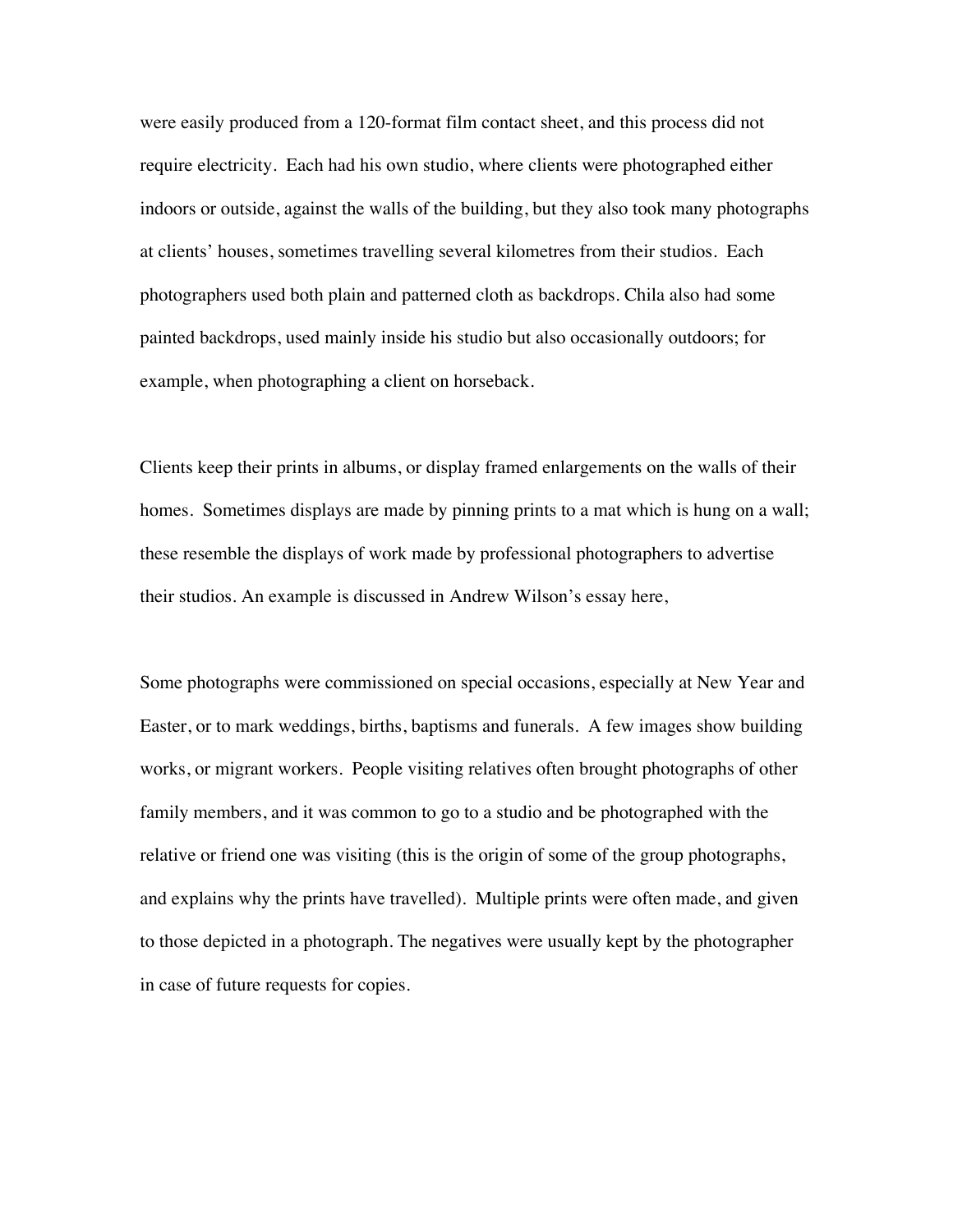were easily produced from a 120-format film contact sheet, and this process did not require electricity. Each had his own studio, where clients were photographed either indoors or outside, against the walls of the building, but they also took many photographs at clients' houses, sometimes travelling several kilometres from their studios. Each photographers used both plain and patterned cloth as backdrops. Chila also had some painted backdrops, used mainly inside his studio but also occasionally outdoors; for example, when photographing a client on horseback.

Clients keep their prints in albums, or display framed enlargements on the walls of their homes. Sometimes displays are made by pinning prints to a mat which is hung on a wall; these resemble the displays of work made by professional photographers to advertise their studios. An example is discussed in Andrew Wilson's essay here,

Some photographs were commissioned on special occasions, especially at New Year and Easter, or to mark weddings, births, baptisms and funerals. A few images show building works, or migrant workers. People visiting relatives often brought photographs of other family members, and it was common to go to a studio and be photographed with the relative or friend one was visiting (this is the origin of some of the group photographs, and explains why the prints have travelled). Multiple prints were often made, and given to those depicted in a photograph. The negatives were usually kept by the photographer in case of future requests for copies.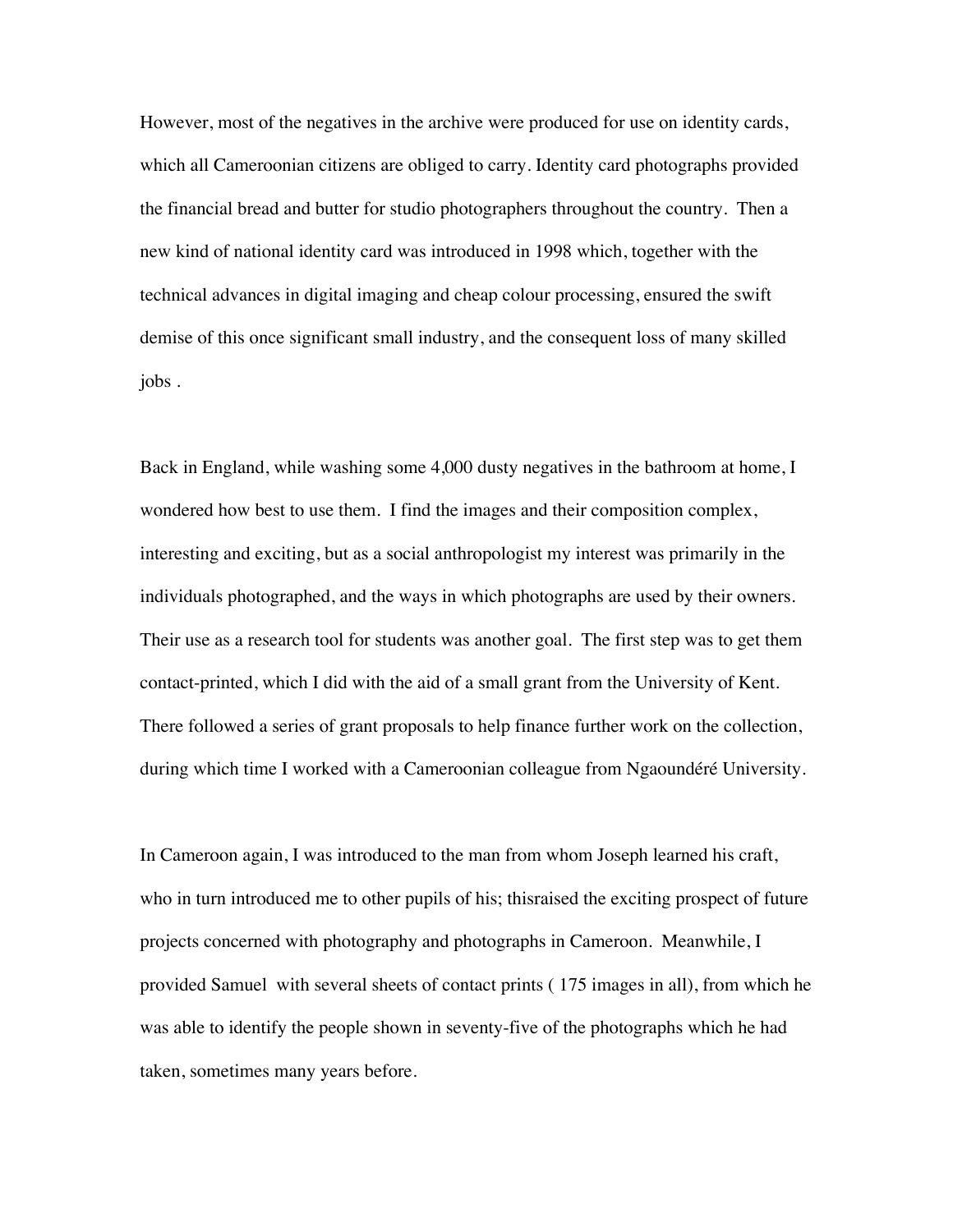However, most of the negatives in the archive were produced for use on identity cards, which all Cameroonian citizens are obliged to carry. Identity card photographs provided the financial bread and butter for studio photographers throughout the country. Then a new kind of national identity card was introduced in 1998 which, together with the technical advances in digital imaging and cheap colour processing, ensured the swift demise of this once significant small industry, and the consequent loss of many skilled jobs .

Back in England, while washing some 4,000 dusty negatives in the bathroom at home, I wondered how best to use them. I find the images and their composition complex, interesting and exciting, but as a social anthropologist my interest was primarily in the individuals photographed, and the ways in which photographs are used by their owners. Their use as a research tool for students was another goal. The first step was to get them contact-printed, which I did with the aid of a small grant from the University of Kent. There followed a series of grant proposals to help finance further work on the collection, during which time I worked with a Cameroonian colleague from Ngaoundéré University.

In Cameroon again, I was introduced to the man from whom Joseph learned his craft, who in turn introduced me to other pupils of his; thisraised the exciting prospect of future projects concerned with photography and photographs in Cameroon. Meanwhile, I provided Samuel with several sheets of contact prints ( 175 images in all), from which he was able to identify the people shown in seventy-five of the photographs which he had taken, sometimes many years before.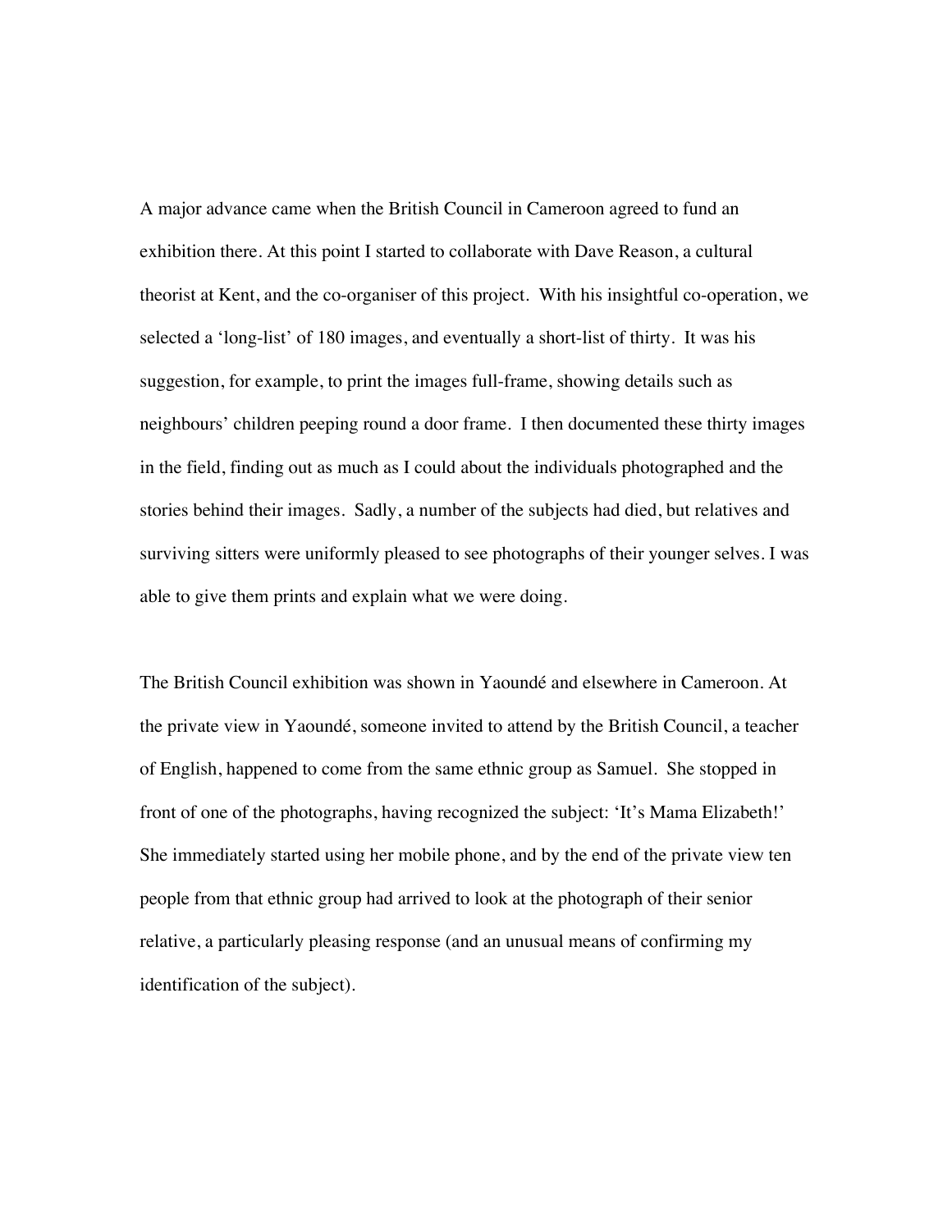A major advance came when the British Council in Cameroon agreed to fund an exhibition there. At this point I started to collaborate with Dave Reason, a cultural theorist at Kent, and the co-organiser of this project. With his insightful co-operation, we selected a 'long-list' of 180 images, and eventually a short-list of thirty. It was his suggestion, for example, to print the images full-frame, showing details such as neighbours' children peeping round a door frame. I then documented these thirty images in the field, finding out as much as I could about the individuals photographed and the stories behind their images. Sadly, a number of the subjects had died, but relatives and surviving sitters were uniformly pleased to see photographs of their younger selves. I was able to give them prints and explain what we were doing.

The British Council exhibition was shown in Yaoundé and elsewhere in Cameroon. At the private view in Yaoundé, someone invited to attend by the British Council, a teacher of English, happened to come from the same ethnic group as Samuel. She stopped in front of one of the photographs, having recognized the subject: 'It's Mama Elizabeth!' She immediately started using her mobile phone, and by the end of the private view ten people from that ethnic group had arrived to look at the photograph of their senior relative, a particularly pleasing response (and an unusual means of confirming my identification of the subject).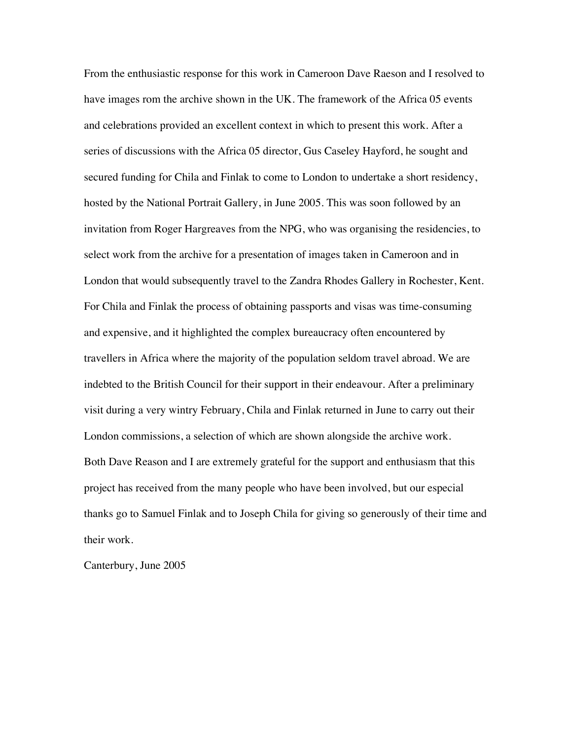From the enthusiastic response for this work in Cameroon Dave Raeson and I resolved to have images rom the archive shown in the UK. The framework of the Africa 05 events and celebrations provided an excellent context in which to present this work. After a series of discussions with the Africa 05 director, Gus Caseley Hayford, he sought and secured funding for Chila and Finlak to come to London to undertake a short residency, hosted by the National Portrait Gallery, in June 2005. This was soon followed by an invitation from Roger Hargreaves from the NPG, who was organising the residencies, to select work from the archive for a presentation of images taken in Cameroon and in London that would subsequently travel to the Zandra Rhodes Gallery in Rochester, Kent. For Chila and Finlak the process of obtaining passports and visas was time-consuming and expensive, and it highlighted the complex bureaucracy often encountered by travellers in Africa where the majority of the population seldom travel abroad. We are indebted to the British Council for their support in their endeavour. After a preliminary visit during a very wintry February, Chila and Finlak returned in June to carry out their London commissions, a selection of which are shown alongside the archive work.

Both Dave Reason and I are extremely grateful for the support and enthusiasm that this project has received from the many people who have been involved, but our especial thanks go to Samuel Finlak and to Joseph Chila for giving so generously of their time and their work.

Canterbury, June 2005